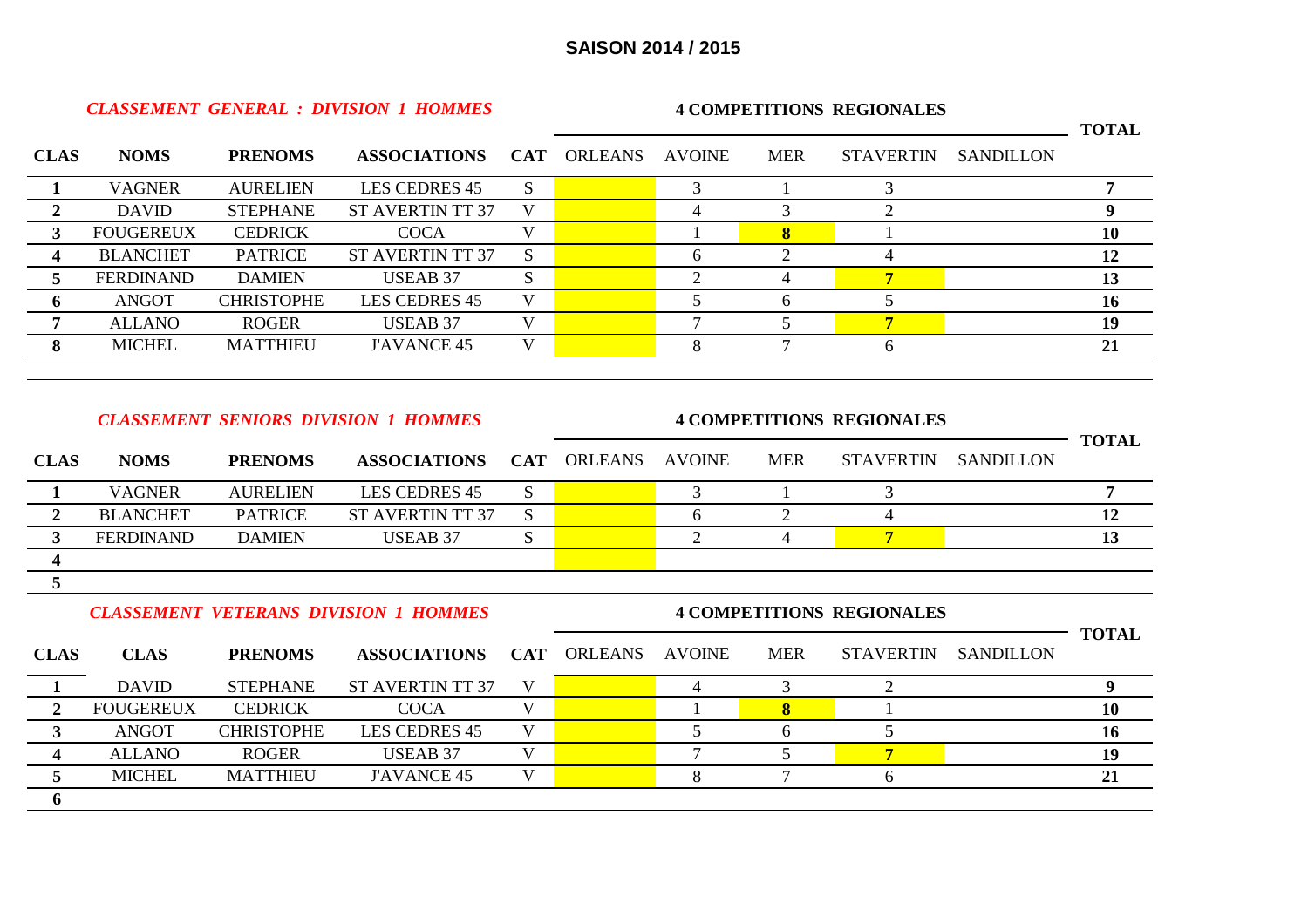# SAISON 2014 / 2015

## *CLASSEMENT GENERAL : DIVISION 1 HOMMES*

| CLAS | NOMS | PRENOMS | ASSOCIATIONS | CAT | ORLEANS | AVOINE | MER | STAVERTIN | SANDILLON | TOTAL |
|---|---|---|---|---|---|---|---|---|---|---|
| | | | | | 4 COMPETITIONS REGIONALES | | | | | |
| **1** | VAGNER | AURELIEN | LES CEDRES 45 | S | | 3 | 1 | 3 | | **7** |
| **2** | DAVID | STEPHANE | ST AVERTIN TT 37 | V | | 4 | 3 | 2 | | **9** |
| **3** | FOUGEREUX | CEDRICK | COCA | V | | 1 | **8** | 1 | | **10** |
| **4** | BLANCHET | PATRICE | ST AVERTIN TT 37 | S | | 6 | 2 | 4 | | **12** |
| **5** | FERDINAND | DAMIEN | USEAB 37 | S | | 2 | 4 | **7** | | **13** |
| **6** | ANGOT | CHRISTOPHE | LES CEDRES 45 | V | | 5 | 6 | 5 | | **16** |
| **7** | ALLANO | ROGER | USEAB 37 | V | | 7 | 5 | **7** | | **19** |
| **8** | MICHEL | MATTHIEU | J'AVANCE 45 | V | | 8 | 7 | 6 | | **21** |

## *CLASSEMENT SENIORS DIVISION 1 HOMMES*

| CLAS | NOMS | PRENOMS | ASSOCIATIONS | CAT | ORLEANS | AVOINE | MER | STAVERTIN | SANDILLON | TOTAL |
|---|---|---|---|---|---|---|---|---|---|---|
| | | | | | 4 COMPETITIONS REGIONALES | | | | | |
| **1** | VAGNER | AURELIEN | LES CEDRES 45 | S | | 3 | 1 | 3 | | **7** |
| **2** | BLANCHET | PATRICE | ST AVERTIN TT 37 | S | | 6 | 2 | 4 | | **12** |
| **3** | FERDINAND | DAMIEN | USEAB 37 | S | | 2 | 4 | **7** | | **13** |
| **4** | | | | | | | | | | |
| **5** | | | | | | | | | | |

## *CLASSEMENT VETERANS DIVISION 1 HOMMES*

| CLAS | CLAS | PRENOMS | ASSOCIATIONS | CAT | ORLEANS | AVOINE | MER | STAVERTIN | SANDILLON | TOTAL |
|---|---|---|---|---|---|---|---|---|---|---|
| | | | | | 4 COMPETITIONS REGIONALES | | | | | |
| **1** | DAVID | STEPHANE | ST AVERTIN TT 37 | V | | 4 | 3 | 2 | | **9** |
| **2** | FOUGEREUX | CEDRICK | COCA | V | | 1 | **8** | 1 | | **10** |
| **3** | ANGOT | CHRISTOPHE | LES CEDRES 45 | V | | 5 | 6 | 5 | | **16** |
| **4** | ALLANO | ROGER | USEAB 37 | V | | 7 | 5 | **7** | | **19** |
| **5** | MICHEL | MATTHIEU | J'AVANCE 45 | V | | 8 | 7 | 6 | | **21** |
| **6** | | | | | | | | | | |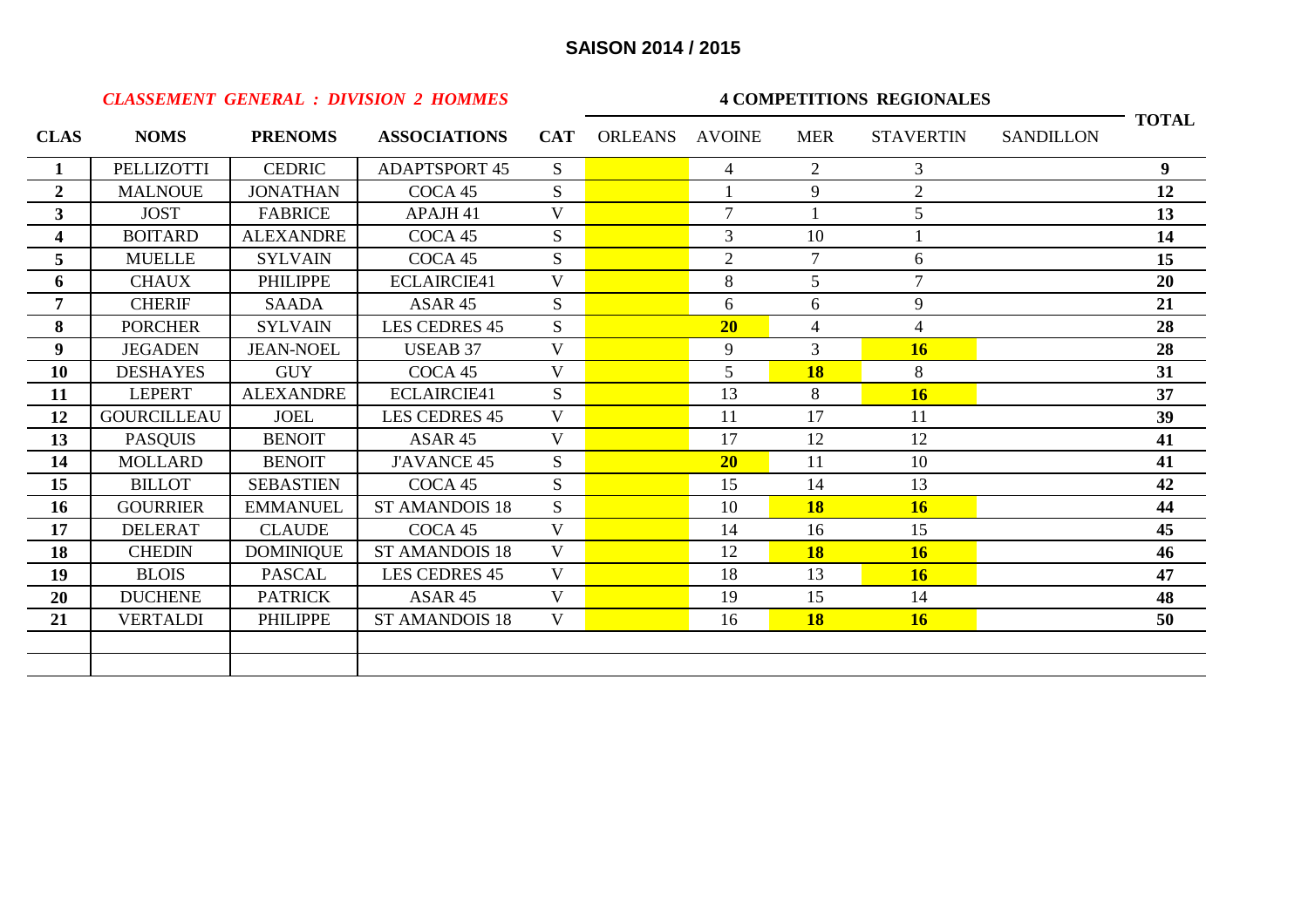## SAISON 2014 / 2015

*CLASSEMENT GENERAL : DIVISION 2 HOMMES*

| CLAS | NOMS | PRENOMS | ASSOCIATIONS | CAT | 4 COMPETITIONS REGIONALES | | | | | TOTAL |
|---|---|---|---|---|---|---|---|---|---|---|
| | | | | | ORLEANS | AVOINE | MER | STAVERTIN | SANDILLON | |
| **1** | PELLIZOTTI | CEDRIC | ADAPTSPORT 45 | S | | 4 | 2 | 3 | | **9** |
| **2** | MALNOUE | JONATHAN | COCA 45 | S | | 1 | 9 | 2 | | **12** |
| **3** | JOST | FABRICE | APAJH 41 | V | | 7 | 1 | 5 | | **13** |
| **4** | BOITARD | ALEXANDRE | COCA 45 | S | | 3 | 10 | 1 | | **14** |
| **5** | MUELLE | SYLVAIN | COCA 45 | S | | 2 | 7 | 6 | | **15** |
| **6** | CHAUX | PHILIPPE | ECLAIRCIE41 | V | | 8 | 5 | 7 | | **20** |
| **7** | CHERIF | SAADA | ASAR 45 | S | | 6 | 6 | 9 | | **21** |
| **8** | PORCHER | SYLVAIN | LES CEDRES 45 | S | | **20** | 4 | 4 | | **28** |
| **9** | JEGADEN | JEAN-NOEL | USEAB 37 | V | | 9 | 3 | **16** | | **28** |
| **10** | DESHAYES | GUY | COCA 45 | V | | 5 | **18** | 8 | | **31** |
| **11** | LEPERT | ALEXANDRE | ECLAIRCIE41 | S | | 13 | 8 | **16** | | **37** |
| **12** | GOURCILLEAU | JOEL | LES CEDRES 45 | V | | 11 | 17 | 11 | | **39** |
| **13** | PASQUIS | BENOIT | ASAR 45 | V | | 17 | 12 | 12 | | **41** |
| **14** | MOLLARD | BENOIT | J'AVANCE 45 | S | | **20** | 11 | 10 | | **41** |
| **15** | BILLOT | SEBASTIEN | COCA 45 | S | | 15 | 14 | 13 | | **42** |
| **16** | GOURRIER | EMMANUEL | ST AMANDOIS 18 | S | | 10 | **18** | **16** | | **44** |
| **17** | DELERAT | CLAUDE | COCA 45 | V | | 14 | 16 | 15 | | **45** |
| **18** | CHEDIN | DOMINIQUE | ST AMANDOIS 18 | V | | 12 | **18** | **16** | | **46** |
| **19** | BLOIS | PASCAL | LES CEDRES 45 | V | | 18 | 13 | **16** | | **47** |
| **20** | DUCHENE | PATRICK | ASAR 45 | V | | 19 | 15 | 14 | | **48** |
| **21** | VERTALDI | PHILIPPE | ST AMANDOIS 18 | V | | 16 | **18** | **16** | | **50** |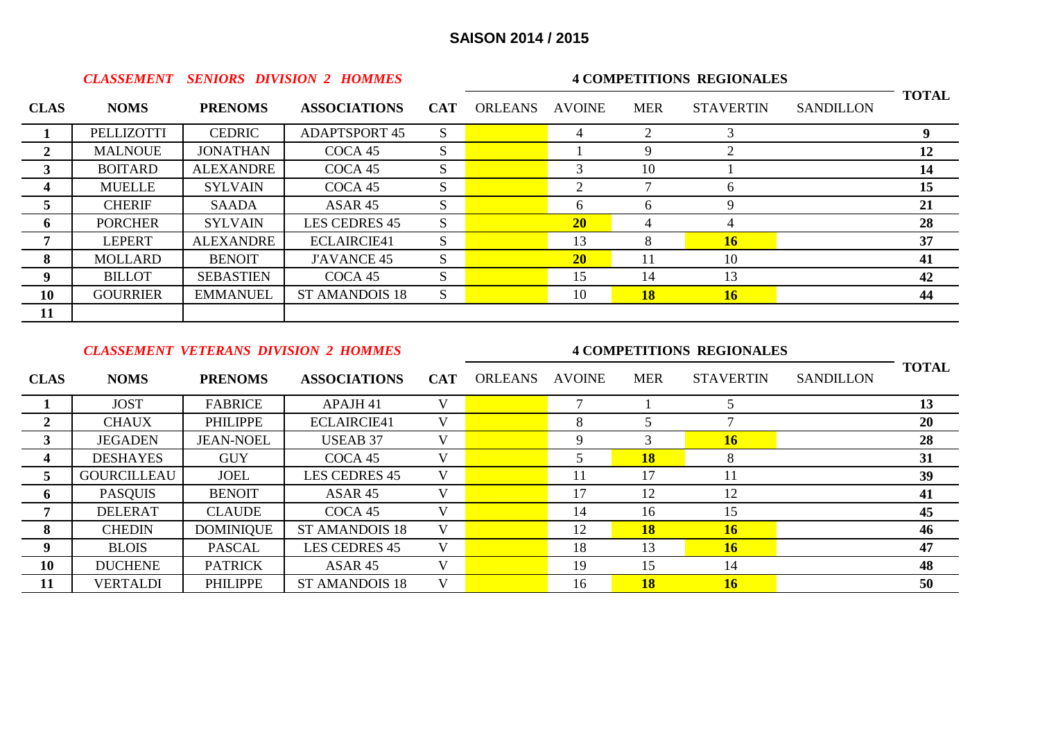## SAISON 2014 / 2015

### *CLASSEMENT SENIORS DIVISION 2 HOMMES*

| CLAS | NOMS | PRENOMS | ASSOCIATIONS | CAT | 4 COMPETITIONS REGIONALES | | | | | TOTAL |
|---|---|---|---|---|---|---|---|---|---|---|
| | | | | | ORLEANS | AVOINE | MER | STAVERTIN | SANDILLON | |
| **1** | PELLIZOTTI | CEDRIC | ADAPTSPORT 45 | S | | 4 | 2 | 3 | | **9** |
| **2** | MALNOUE | JONATHAN | COCA 45 | S | | 1 | 9 | 2 | | **12** |
| **3** | BOITARD | ALEXANDRE | COCA 45 | S | | 3 | 10 | 1 | | **14** |
| **4** | MUELLE | SYLVAIN | COCA 45 | S | | 2 | 7 | 6 | | **15** |
| **5** | CHERIF | SAADA | ASAR 45 | S | | 6 | 6 | 9 | | **21** |
| **6** | PORCHER | SYLVAIN | LES CEDRES 45 | S | | **20** | 4 | 4 | | **28** |
| **7** | LEPERT | ALEXANDRE | ECLAIRCIE41 | S | | 13 | 8 | **16** | | **37** |
| **8** | MOLLARD | BENOIT | J'AVANCE 45 | S | | **20** | 11 | 10 | | **41** |
| **9** | BILLOT | SEBASTIEN | COCA 45 | S | | 15 | 14 | 13 | | **42** |
| **10** | GOURRIER | EMMANUEL | ST AMANDOIS 18 | S | | 10 | **18** | **16** | | **44** |
| **11** | | | | | | | | | | |

### *CLASSEMENT VETERANS DIVISION 2 HOMMES*

| CLAS | NOMS | PRENOMS | ASSOCIATIONS | CAT | 4 COMPETITIONS REGIONALES | | | | | TOTAL |
|---|---|---|---|---|---|---|---|---|---|---|
| | | | | | ORLEANS | AVOINE | MER | STAVERTIN | SANDILLON | |
| **1** | JOST | FABRICE | APAJH 41 | V | | 7 | 1 | 5 | | **13** |
| **2** | CHAUX | PHILIPPE | ECLAIRCIE41 | V | | 8 | 5 | 7 | | **20** |
| **3** | JEGADEN | JEAN-NOEL | USEAB 37 | V | | 9 | 3 | **16** | | **28** |
| **4** | DESHAYES | GUY | COCA 45 | V | | 5 | **18** | 8 | | **31** |
| **5** | GOURCILLEAU | JOEL | LES CEDRES 45 | V | | 11 | 17 | 11 | | **39** |
| **6** | PASQUIS | BENOIT | ASAR 45 | V | | 17 | 12 | 12 | | **41** |
| **7** | DELERAT | CLAUDE | COCA 45 | V | | 14 | 16 | 15 | | **45** |
| **8** | CHEDIN | DOMINIQUE | ST AMANDOIS 18 | V | | 12 | **18** | **16** | | **46** |
| **9** | BLOIS | PASCAL | LES CEDRES 45 | V | | 18 | 13 | **16** | | **47** |
| **10** | DUCHENE | PATRICK | ASAR 45 | V | | 19 | 15 | 14 | | **48** |
| **11** | VERTALDI | PHILIPPE | ST AMANDOIS 18 | V | | 16 | **18** | **16** | | **50** |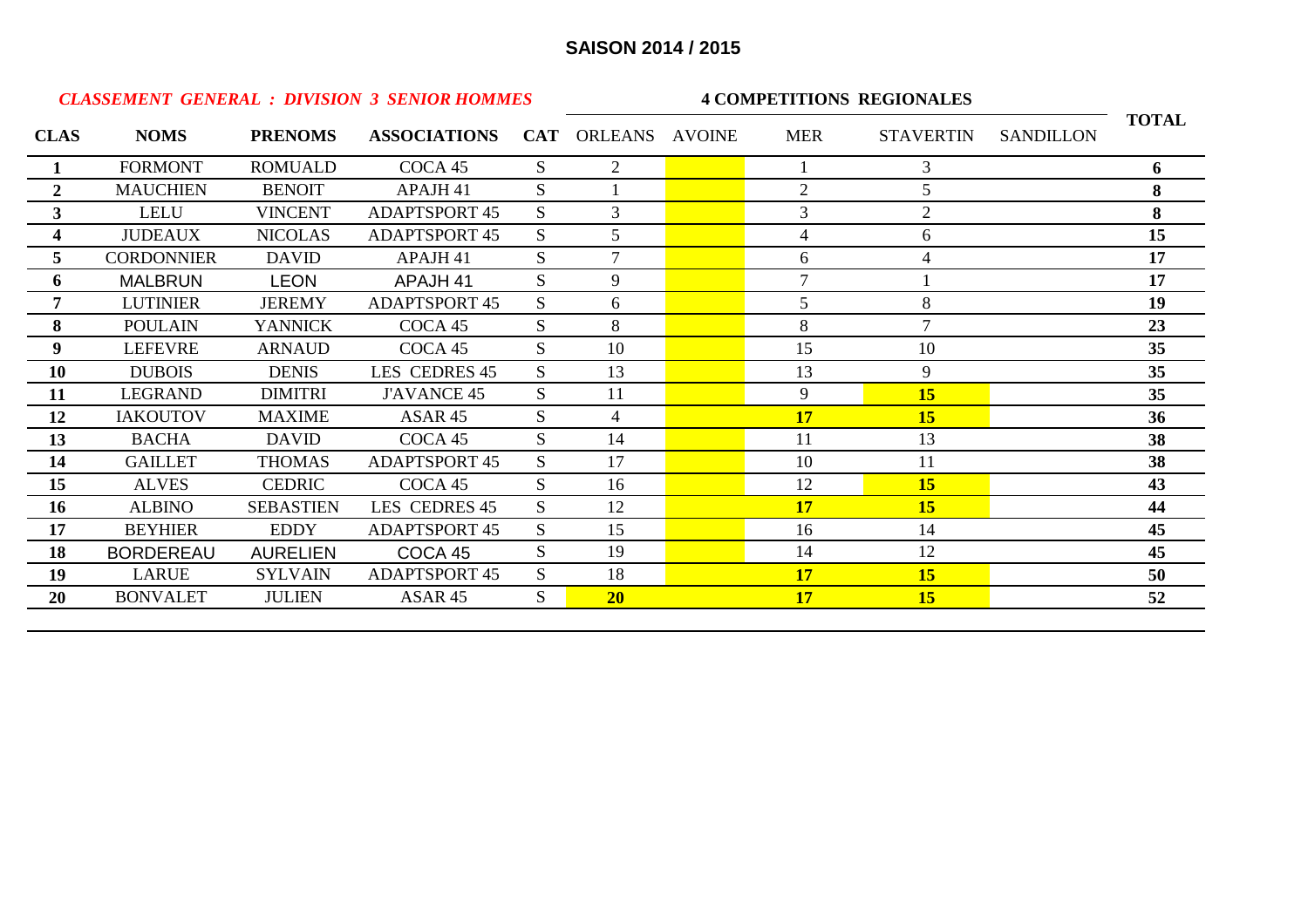## SAISON 2014 / 2015

*CLASSEMENT GENERAL : DIVISION 3 SENIOR HOMMES*

| CLAS | NOMS | PRENOMS | ASSOCIATIONS | CAT | ORLEANS | AVOINE | MER | STAVERTIN | SANDILLON | TOTAL |
|---|---|---|---|---|---|---|---|---|---|---|
| | | | | | **4 COMPETITIONS REGIONALES** | | | | | |
| **1** | FORMONT | ROMUALD | COCA 45 | S | 2 | | 1 | 3 | | **6** |
| **2** | MAUCHIEN | BENOIT | APAJH 41 | S | 1 | | 2 | 5 | | **8** |
| **3** | LELU | VINCENT | ADAPTSPORT 45 | S | 3 | | 3 | 2 | | **8** |
| **4** | JUDEAUX | NICOLAS | ADAPTSPORT 45 | S | 5 | | 4 | 6 | | **15** |
| **5** | CORDONNIER | DAVID | APAJH 41 | S | 7 | | 6 | 4 | | **17** |
| **6** | MALBRUN | LEON | APAJH 41 | S | 9 | | 7 | 1 | | **17** |
| **7** | LUTINIER | JEREMY | ADAPTSPORT 45 | S | 6 | | 5 | 8 | | **19** |
| **8** | POULAIN | YANNICK | COCA 45 | S | 8 | | 8 | 7 | | **23** |
| **9** | LEFEVRE | ARNAUD | COCA 45 | S | 10 | | 15 | 10 | | **35** |
| **10** | DUBOIS | DENIS | LES CEDRES 45 | S | 13 | | 13 | 9 | | **35** |
| **11** | LEGRAND | DIMITRI | J'AVANCE 45 | S | 11 | | 9 | **15** | | **35** |
| **12** | IAKOUTOV | MAXIME | ASAR 45 | S | 4 | | **17** | **15** | | **36** |
| **13** | BACHA | DAVID | COCA 45 | S | 14 | | 11 | 13 | | **38** |
| **14** | GAILLET | THOMAS | ADAPTSPORT 45 | S | 17 | | 10 | 11 | | **38** |
| **15** | ALVES | CEDRIC | COCA 45 | S | 16 | | 12 | **15** | | **43** |
| **16** | ALBINO | SEBASTIEN | LES CEDRES 45 | S | 12 | | **17** | **15** | | **44** |
| **17** | BEYHIER | EDDY | ADAPTSPORT 45 | S | 15 | | 16 | 14 | | **45** |
| **18** | BORDEREAU | AURELIEN | COCA 45 | S | 19 | | 14 | 12 | | **45** |
| **19** | LARUE | SYLVAIN | ADAPTSPORT 45 | S | 18 | | **17** | **15** | | **50** |
| **20** | BONVALET | JULIEN | ASAR 45 | S | **20** | | **17** | **15** | | **52** |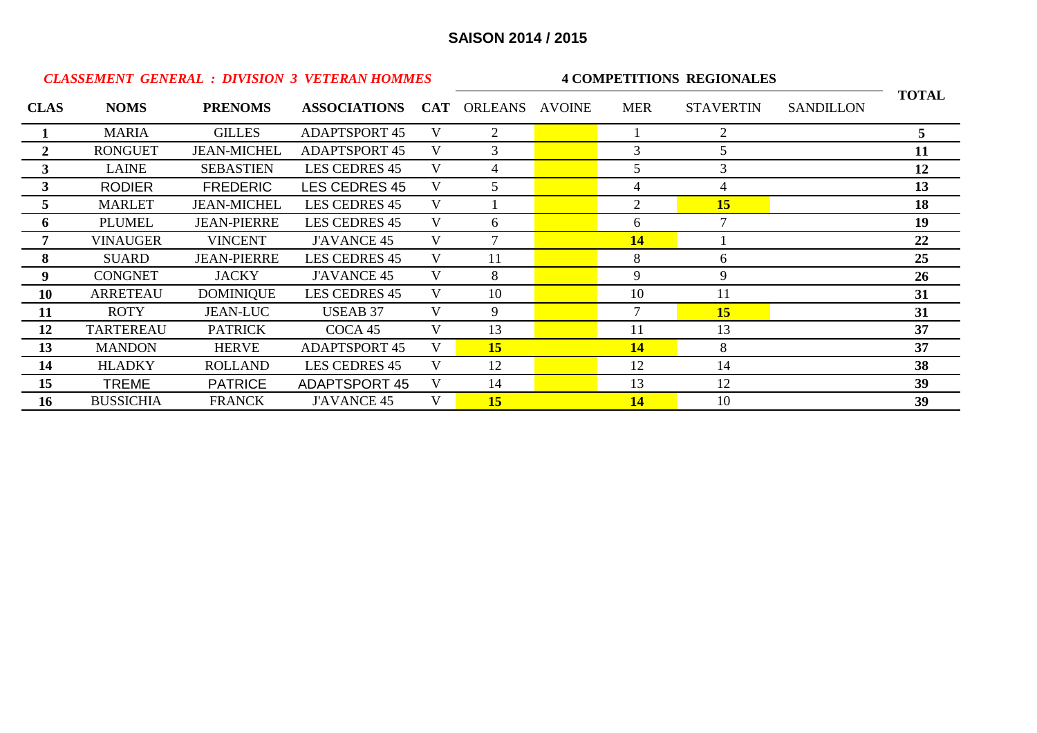## SAISON 2014 / 2015

*CLASSEMENT GENERAL : DIVISION 3 VETERAN HOMMES*

| CLAS | NOMS | PRENOMS | ASSOCIATIONS | CAT | 4 COMPETITIONS REGIONALES | | | | | TOTAL |
|---|---|---|---|---|---|---|---|---|---|---|
| | | | | | ORLEANS | AVOINE | MER | STAVERTIN | SANDILLON | |
| **1** | MARIA | GILLES | ADAPTSPORT 45 | V | 2 | | 1 | 2 | | **5** |
| **2** | RONGUET | JEAN-MICHEL | ADAPTSPORT 45 | V | 3 | | 3 | 5 | | **11** |
| **3** | LAINE | SEBASTIEN | LES CEDRES 45 | V | 4 | | 5 | 3 | | **12** |
| **3** | RODIER | FREDERIC | LES CEDRES 45 | V | 5 | | 4 | 4 | | **13** |
| **5** | MARLET | JEAN-MICHEL | LES CEDRES 45 | V | 1 | | 2 | **15** | | **18** |
| **6** | PLUMEL | JEAN-PIERRE | LES CEDRES 45 | V | 6 | | 6 | 7 | | **19** |
| **7** | VINAUGER | VINCENT | J'AVANCE 45 | V | 7 | | **14** | 1 | | **22** |
| **8** | SUARD | JEAN-PIERRE | LES CEDRES 45 | V | 11 | | 8 | 6 | | **25** |
| **9** | CONGNET | JACKY | J'AVANCE 45 | V | 8 | | 9 | 9 | | **26** |
| **10** | ARRETEAU | DOMINIQUE | LES CEDRES 45 | V | 10 | | 10 | 11 | | **31** |
| **11** | ROTY | JEAN-LUC | USEAB 37 | V | 9 | | 7 | **15** | | **31** |
| **12** | TARTEREAU | PATRICK | COCA 45 | V | 13 | | 11 | 13 | | **37** |
| **13** | MANDON | HERVE | ADAPTSPORT 45 | V | **15** | | **14** | 8 | | **37** |
| **14** | HLADKY | ROLLAND | LES CEDRES 45 | V | 12 | | 12 | 14 | | **38** |
| **15** | TREME | PATRICE | ADAPTSPORT 45 | V | 14 | | 13 | 12 | | **39** |
| **16** | BUSSICHIA | FRANCK | J'AVANCE 45 | V | **15** | | **14** | 10 | | **39** |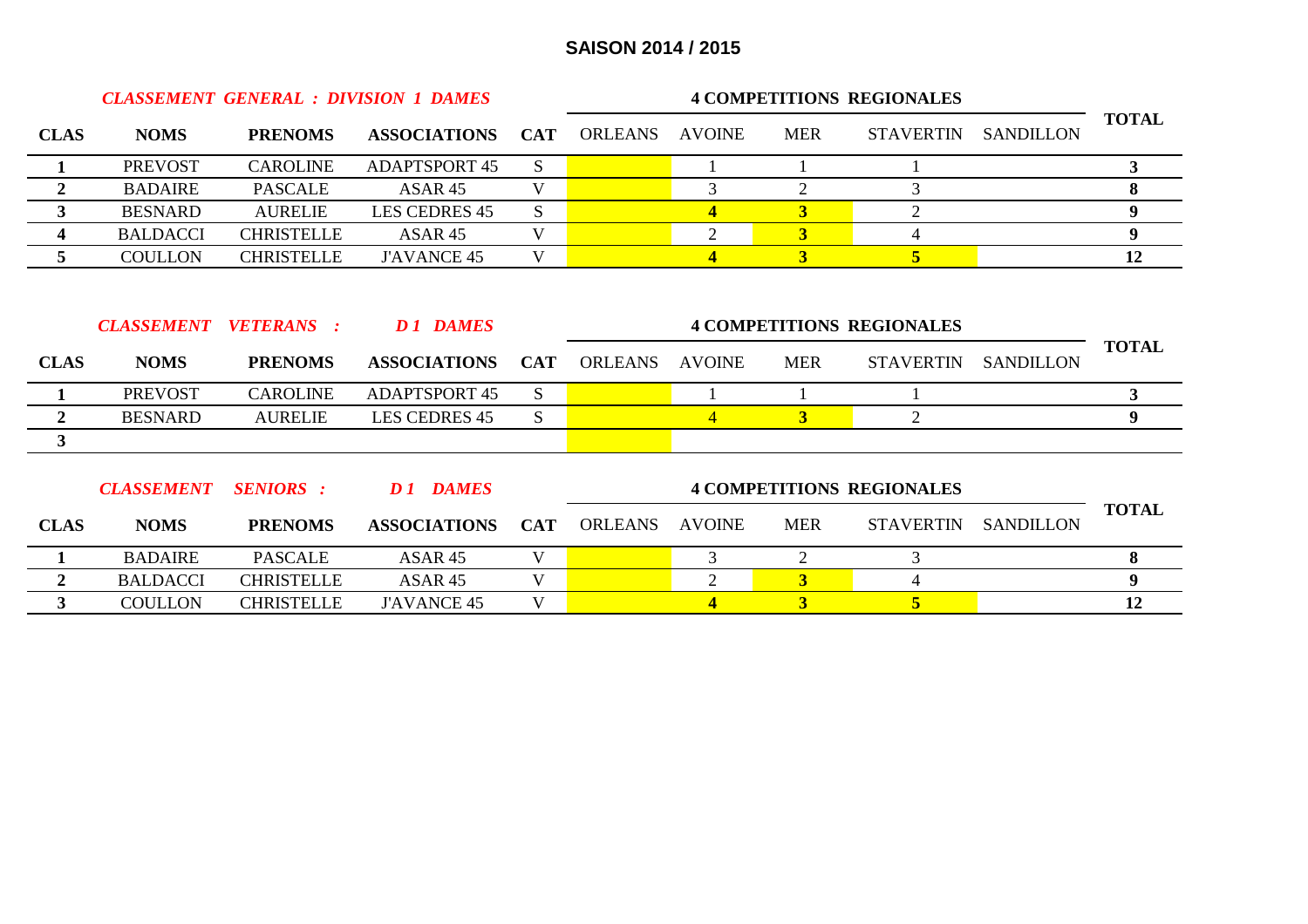## SAISON 2014 / 2015

***CLASSEMENT GENERAL : DIVISION 1 DAMES***

| CLAS | NOMS | PRENOMS | ASSOCIATIONS | CAT | 4 COMPETITIONS REGIONALES | | | | | TOTAL |
|---|---|---|---|---|---|---|---|---|---|---|
| | | | | | ORLEANS | AVOINE | MER | STAVERTIN | SANDILLON | |
| **1** | PREVOST | CAROLINE | ADAPTSPORT 45 | S | | 1 | 1 | 1 | | **3** |
| **2** | BADAIRE | PASCALE | ASAR 45 | V | | 3 | 2 | 3 | | **8** |
| **3** | BESNARD | AURELIE | LES CEDRES 45 | S | | **4** | **3** | 2 | | **9** |
| **4** | BALDACCI | CHRISTELLE | ASAR 45 | V | | 2 | **3** | 4 | | **9** |
| **5** | COULLON | CHRISTELLE | J'AVANCE 45 | V | | **4** | **3** | **5** | | **12** |

***CLASSEMENT VETERANS : D 1 DAMES***

| CLAS | NOMS | PRENOMS | ASSOCIATIONS | CAT | 4 COMPETITIONS REGIONALES | | | | | TOTAL |
|---|---|---|---|---|---|---|---|---|---|---|
| | | | | | ORLEANS | AVOINE | MER | STAVERTIN | SANDILLON | |
| **1** | PREVOST | CAROLINE | ADAPTSPORT 45 | S | | 1 | 1 | 1 | | **3** |
| **2** | BESNARD | AURELIE | LES CEDRES 45 | S | | 4 | **3** | 2 | | **9** |
| **3** | | | | | | | | | | |

***CLASSEMENT SENIORS : D 1 DAMES***

| CLAS | NOMS | PRENOMS | ASSOCIATIONS | CAT | 4 COMPETITIONS REGIONALES | | | | | TOTAL |
|---|---|---|---|---|---|---|---|---|---|---|
| | | | | | ORLEANS | AVOINE | MER | STAVERTIN | SANDILLON | |
| **1** | BADAIRE | PASCALE | ASAR 45 | V | | 3 | 2 | 3 | | **8** |
| **2** | BALDACCI | CHRISTELLE | ASAR 45 | V | | 2 | **3** | 4 | | **9** |
| **3** | COULLON | CHRISTELLE | J'AVANCE 45 | V | | **4** | **3** | **5** | | **12** |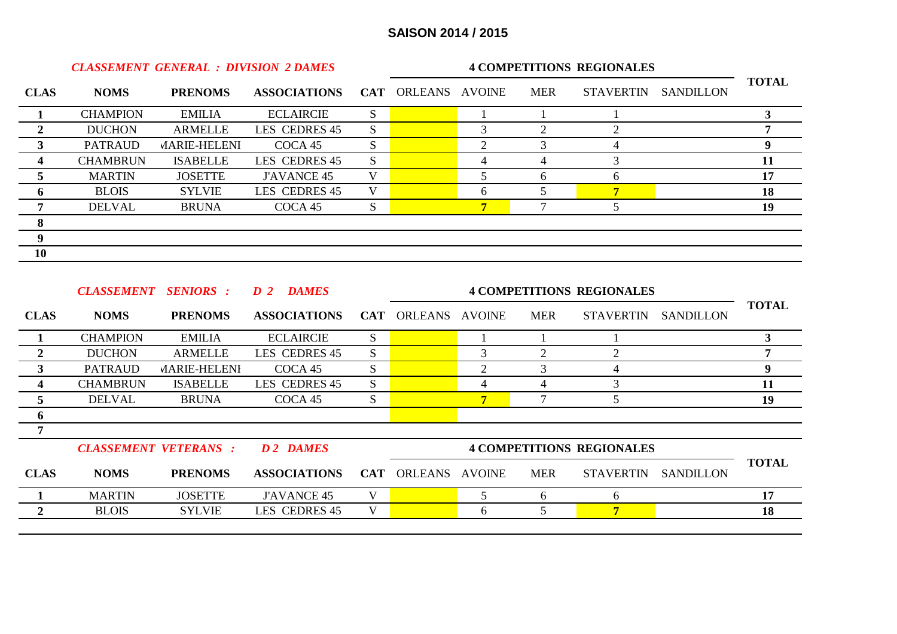## SAISON 2014 / 2015

### *CLASSEMENT GENERAL : DIVISION 2 DAMES*

| CLAS | NOMS | PRENOMS | ASSOCIATIONS | CAT | 4 COMPETITIONS REGIONALES | | | | | TOTAL |
|---|---|---|---|---|---|---|---|---|---|---|
| | | | | | ORLEANS | AVOINE | MER | STAVERTIN | SANDILLON | |
| 1 | CHAMPION | EMILIA | ECLAIRCIE | S | | 1 | 1 | 1 | | 3 |
| 2 | DUCHON | ARMELLE | LES CEDRES 45 | S | | 3 | 2 | 2 | | 7 |
| 3 | PATRAUD | MARIE-HELENE | COCA 45 | S | | 2 | 3 | 4 | | 9 |
| 4 | CHAMBRUN | ISABELLE | LES CEDRES 45 | S | | 4 | 4 | 3 | | 11 |
| 5 | MARTIN | JOSETTE | J'AVANCE 45 | V | | 5 | 6 | 6 | | 17 |
| 6 | BLOIS | SYLVIE | LES CEDRES 45 | V | | 6 | 5 | 7 | | 18 |
| 7 | DELVAL | BRUNA | COCA 45 | S | | 7 | 7 | 5 | | 19 |
| 8 | | | | | | | | | | |
| 9 | | | | | | | | | | |
| 10 | | | | | | | | | | |

### *CLASSEMENT SENIORS : D 2 DAMES*

| CLAS | NOMS | PRENOMS | ASSOCIATIONS | CAT | 4 COMPETITIONS REGIONALES | | | | | TOTAL |
|---|---|---|---|---|---|---|---|---|---|---|
| | | | | | ORLEANS | AVOINE | MER | STAVERTIN | SANDILLON | |
| 1 | CHAMPION | EMILIA | ECLAIRCIE | S | | 1 | 1 | 1 | | 3 |
| 2 | DUCHON | ARMELLE | LES CEDRES 45 | S | | 3 | 2 | 2 | | 7 |
| 3 | PATRAUD | MARIE-HELENE | COCA 45 | S | | 2 | 3 | 4 | | 9 |
| 4 | CHAMBRUN | ISABELLE | LES CEDRES 45 | S | | 4 | 4 | 3 | | 11 |
| 5 | DELVAL | BRUNA | COCA 45 | S | | 7 | 7 | 5 | | 19 |
| 6 | | | | | | | | | | |
| 7 | | | | | | | | | | |

### *CLASSEMENT VETERANS : D2 DAMES*

| CLAS | NOMS | PRENOMS | ASSOCIATIONS | CAT | 4 COMPETITIONS REGIONALES | | | | | TOTAL |
|---|---|---|---|---|---|---|---|---|---|---|
| | | | | | ORLEANS | AVOINE | MER | STAVERTIN | SANDILLON | |
| 1 | MARTIN | JOSETTE | J'AVANCE 45 | V | | 5 | 6 | 6 | | 17 |
| 2 | BLOIS | SYLVIE | LES CEDRES 45 | V | | 6 | 5 | 7 | | 18 |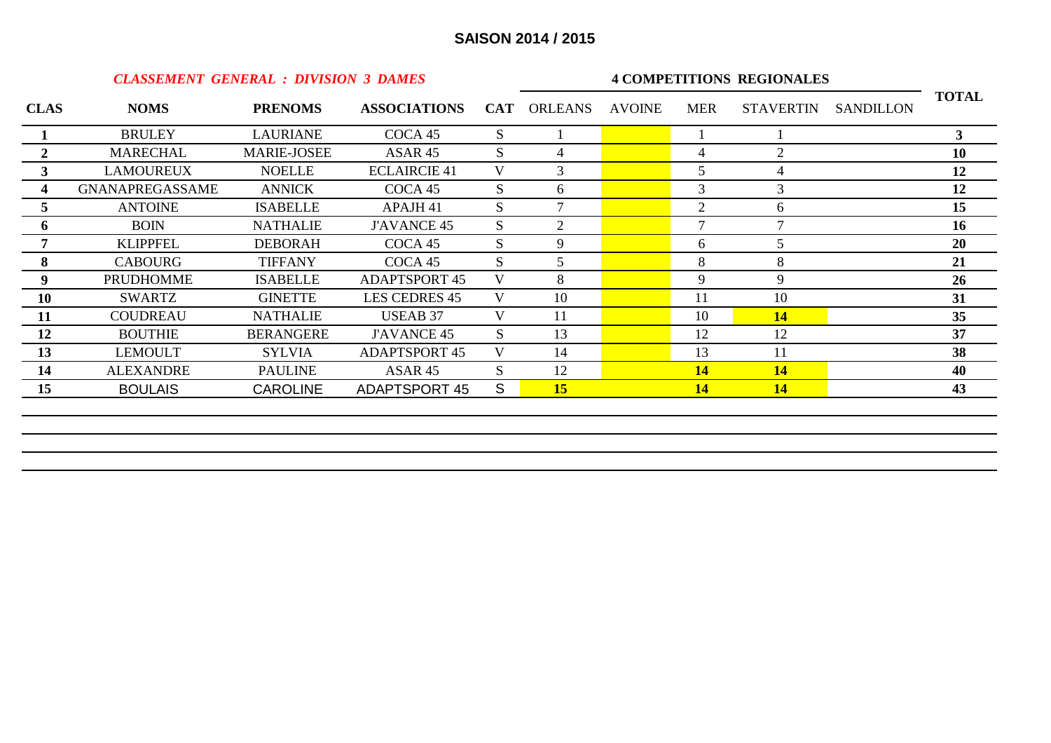## SAISON 2014 / 2015

*CLASSEMENT GENERAL : DIVISION 3 DAMES*

| CLAS | NOMS | PRENOMS | ASSOCIATIONS | CAT | 4 COMPETITIONS REGIONALES | | | | | TOTAL |
|---|---|---|---|---|---|---|---|---|---|---|
| | | | | | ORLEANS | AVOINE | MER | STAVERTIN | SANDILLON | |
| **1** | BRULEY | LAURIANE | COCA 45 | S | 1 | | 1 | 1 | | **3** |
| **2** | MARECHAL | MARIE-JOSEE | ASAR 45 | S | 4 | | 4 | 2 | | **10** |
| **3** | LAMOUREUX | NOELLE | ECLAIRCIE 41 | V | 3 | | 5 | 4 | | **12** |
| **4** | GNANAPREGASSAME | ANNICK | COCA 45 | S | 6 | | 3 | 3 | | **12** |
| **5** | ANTOINE | ISABELLE | APAJH 41 | S | 7 | | 2 | 6 | | **15** |
| **6** | BOIN | NATHALIE | J'AVANCE 45 | S | 2 | | 7 | 7 | | **16** |
| **7** | KLIPPFEL | DEBORAH | COCA 45 | S | 9 | | 6 | 5 | | **20** |
| **8** | CABOURG | TIFFANY | COCA 45 | S | 5 | | 8 | 8 | | **21** |
| **9** | PRUDHOMME | ISABELLE | ADAPTSPORT 45 | V | 8 | | 9 | 9 | | **26** |
| **10** | SWARTZ | GINETTE | LES CEDRES 45 | V | 10 | | 11 | 10 | | **31** |
| **11** | COUDREAU | NATHALIE | USEAB 37 | V | 11 | | 10 | **14** | | **35** |
| **12** | BOUTHIE | BERANGERE | J'AVANCE 45 | S | 13 | | 12 | 12 | | **37** |
| **13** | LEMOULT | SYLVIA | ADAPTSPORT 45 | V | 14 | | 13 | 11 | | **38** |
| **14** | ALEXANDRE | PAULINE | ASAR 45 | S | 12 | | **14** | **14** | | **40** |
| **15** | BOULAIS | CAROLINE | ADAPTSPORT 45 | S | **15** | | **14** | **14** | | **43** |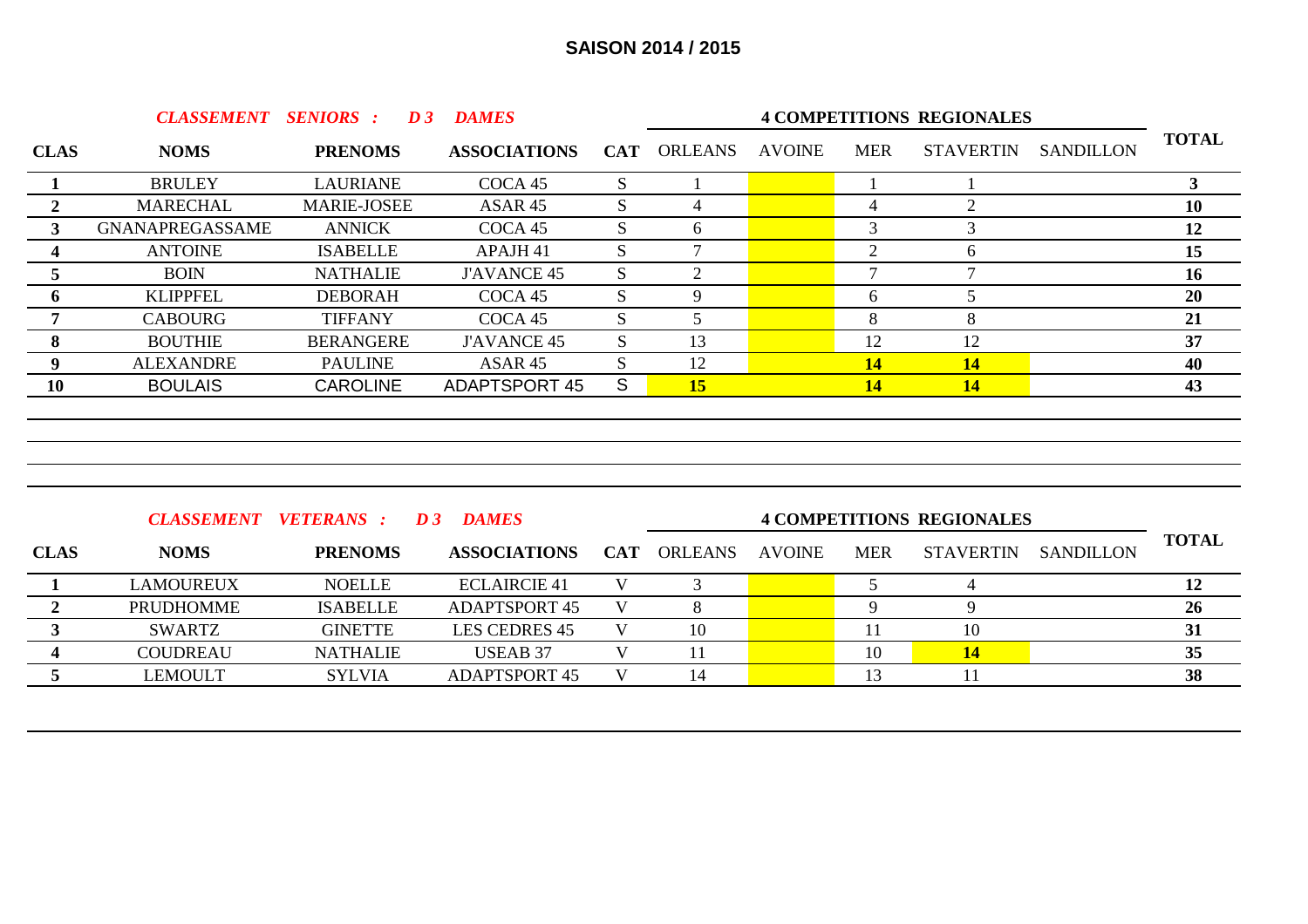## SAISON 2014 / 2015

*CLASSEMENT SENIORS : D 3 DAMES*

| CLAS | NOMS | PRENOMS | ASSOCIATIONS | CAT | 4 COMPETITIONS REGIONALES | | | | | TOTAL |
|---|---|---|---|---|---|---|---|---|---|---|
| | | | | | ORLEANS | AVOINE | MER | STAVERTIN | SANDILLON | |
| **1** | BRULEY | LAURIANE | COCA 45 | S | 1 | | 1 | 1 | | **3** |
| **2** | MARECHAL | MARIE-JOSEE | ASAR 45 | S | 4 | | 4 | 2 | | **10** |
| **3** | GNANAPREGASSAME | ANNICK | COCA 45 | S | 6 | | 3 | 3 | | **12** |
| **4** | ANTOINE | ISABELLE | APAJH 41 | S | 7 | | 2 | 6 | | **15** |
| **5** | BOIN | NATHALIE | J'AVANCE 45 | S | 2 | | 7 | 7 | | **16** |
| **6** | KLIPPFEL | DEBORAH | COCA 45 | S | 9 | | 6 | 5 | | **20** |
| **7** | CABOURG | TIFFANY | COCA 45 | S | 5 | | 8 | 8 | | **21** |
| **8** | BOUTHIE | BERANGERE | J'AVANCE 45 | S | 13 | | 12 | 12 | | **37** |
| **9** | ALEXANDRE | PAULINE | ASAR 45 | S | 12 | | **14** | **14** | | **40** |
| **10** | BOULAIS | CAROLINE | ADAPTSPORT 45 | S | **15** | | **14** | **14** | | **43** |

*CLASSEMENT VETERANS : D 3 DAMES*

| CLAS | NOMS | PRENOMS | ASSOCIATIONS | CAT | 4 COMPETITIONS REGIONALES | | | | | TOTAL |
|---|---|---|---|---|---|---|---|---|---|---|
| | | | | | ORLEANS | AVOINE | MER | STAVERTIN | SANDILLON | |
| **1** | LAMOUREUX | NOELLE | ECLAIRCIE 41 | V | 3 | | 5 | 4 | | **12** |
| **2** | PRUDHOMME | ISABELLE | ADAPTSPORT 45 | V | 8 | | 9 | 9 | | **26** |
| **3** | SWARTZ | GINETTE | LES CEDRES 45 | V | 10 | | 11 | 10 | | **31** |
| **4** | COUDREAU | NATHALIE | USEAB 37 | V | 11 | | 10 | **14** | | **35** |
| **5** | LEMOULT | SYLVIA | ADAPTSPORT 45 | V | 14 | | 13 | 11 | | **38** |